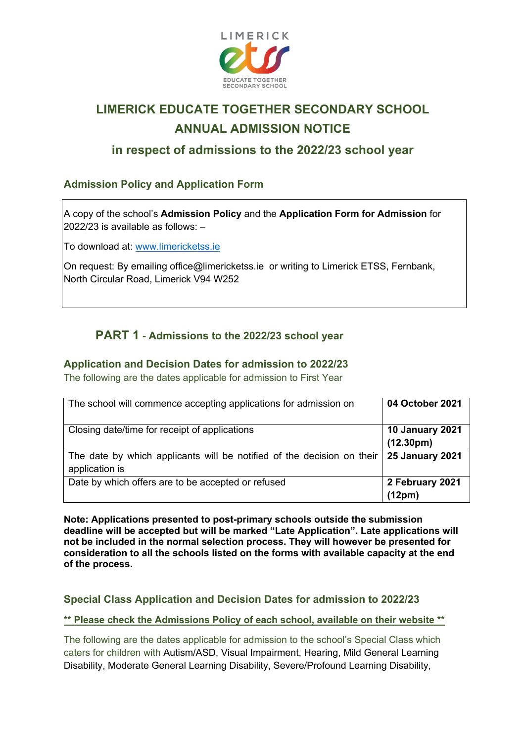LIMERICK

EDUCATE TOGETHER SECONDARY SCHOOL

# LIMERICK EDUCATE TOGETHER SECONDARY SCHOOL
# ANNUAL ADMISSION NOTICE
## in respect of admissions to the 2022/23 school year

### Admission Policy and Application Form

A copy of the school's **Admission Policy** and the **Application Form for Admission** for 2022/23 is available as follows: –

To download at: www.limericketss.ie

On request: By emailing office@limericketss.ie or writing to Limerick ETSS, Fernbank, North Circular Road, Limerick V94 W252

## PART 1 - Admissions to the 2022/23 school year

### Application and Decision Dates for admission to 2022/23

The following are the dates applicable for admission to First Year

| | |
|---|---|
| The school will commence accepting applications for admission on | **04 October 2021** |
| Closing date/time for receipt of applications | **10 January 2021 (12.30pm)** |
| The date by which applicants will be notified of the decision on their application is | **25 January 2021** |
| Date by which offers are to be accepted or refused | **2 February 2021 (12pm)** |

**Note: Applications presented to post-primary schools outside the submission deadline will be accepted but will be marked "Late Application". Late applications will not be included in the normal selection process. They will however be presented for consideration to all the schools listed on the forms with available capacity at the end of the process.**

### Special Class Application and Decision Dates for admission to 2022/23

**\*\* Please check the Admissions Policy of each school, available on their website \*\***

The following are the dates applicable for admission to the school's Special Class which caters for children with Autism/ASD, Visual Impairment, Hearing, Mild General Learning Disability, Moderate General Learning Disability, Severe/Profound Learning Disability,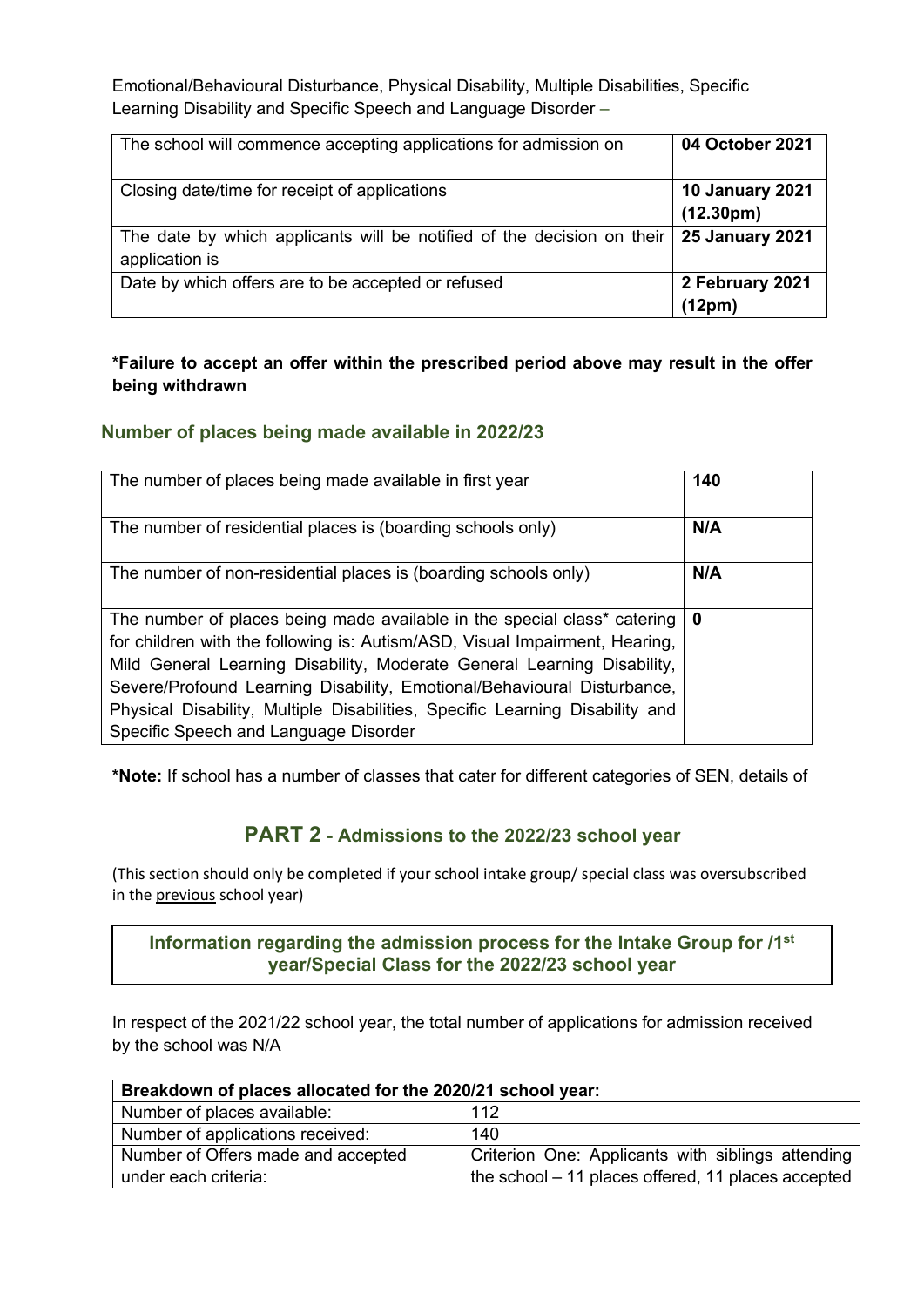Emotional/Behavioural Disturbance, Physical Disability, Multiple Disabilities, Specific Learning Disability and Specific Speech and Language Disorder –

| | |
|---|---|
| The school will commence accepting applications for admission on | **04 October 2021** |
| Closing date/time for receipt of applications | **10 January 2021 (12.30pm)** |
| The date by which applicants will be notified of the decision on their application is | **25 January 2021** |
| Date by which offers are to be accepted or refused | **2 February 2021 (12pm)** |

**\*Failure to accept an offer within the prescribed period above may result in the offer being withdrawn**

## Number of places being made available in 2022/23

| | |
|---|---|
| The number of places being made available in first year | **140** |
| The number of residential places is (boarding schools only) | **N/A** |
| The number of non-residential places is (boarding schools only) | **N/A** |
| The number of places being made available in the special class* catering for children with the following is: Autism/ASD, Visual Impairment, Hearing, Mild General Learning Disability, Moderate General Learning Disability, Severe/Profound Learning Disability, Emotional/Behavioural Disturbance, Physical Disability, Multiple Disabilities, Specific Learning Disability and Specific Speech and Language Disorder | **0** |

**\*Note:** If school has a number of classes that cater for different categories of SEN, details of

## PART 2 - Admissions to the 2022/23 school year

(This section should only be completed if your school intake group/ special class was oversubscribed in the previous school year)

**Information regarding the admission process for the Intake Group for /1st year/Special Class for the 2022/23 school year**

In respect of the 2021/22 school year, the total number of applications for admission received by the school was N/A

| Breakdown of places allocated for the 2020/21 school year: | |
|---|---|
| Number of places available: | 112 |
| Number of applications received: | 140 |
| Number of Offers made and accepted under each criteria: | Criterion One: Applicants with siblings attending the school – 11 places offered, 11 places accepted |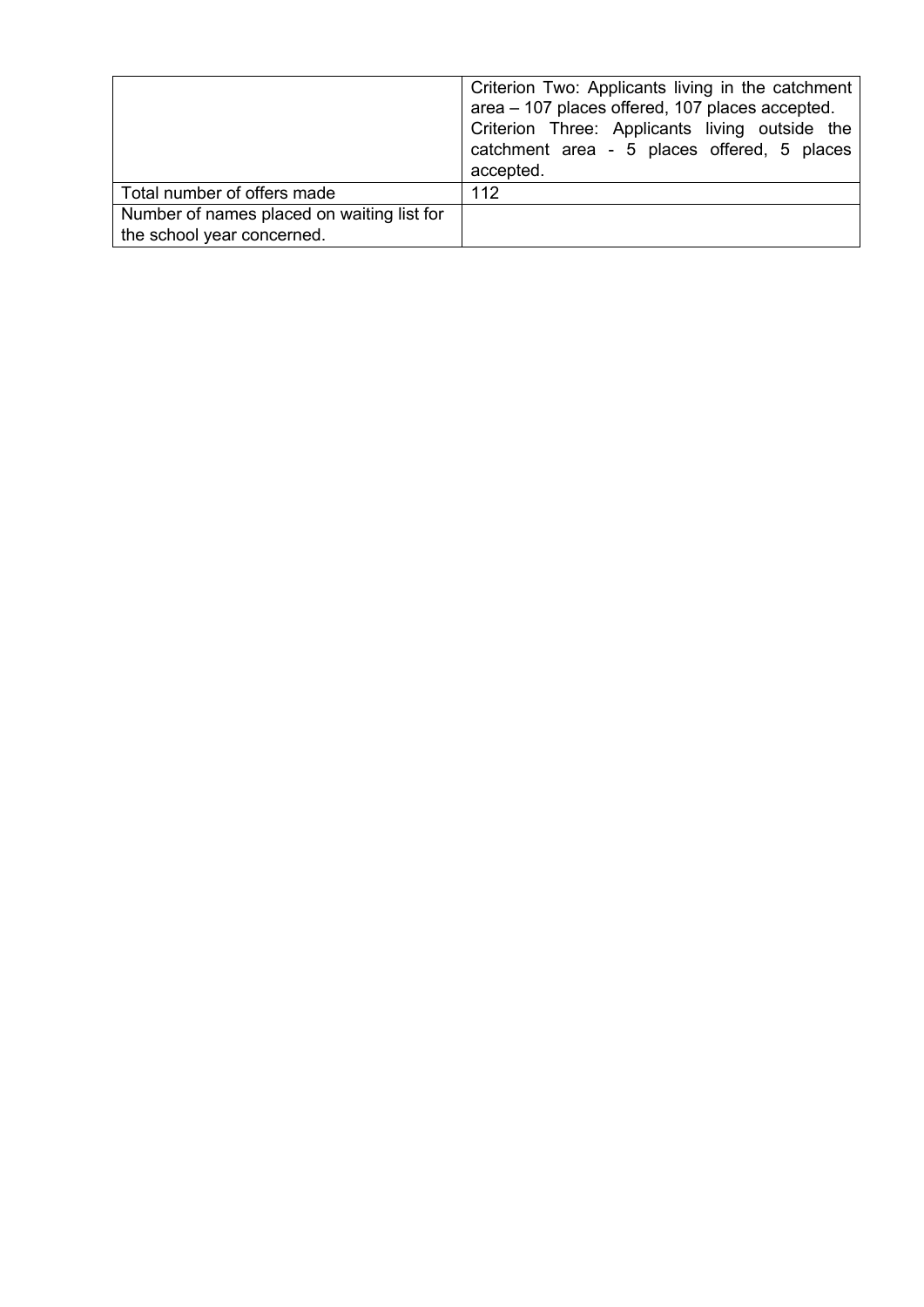| | |
|---|---|
| | Criterion Two: Applicants living in the catchment area – 107 places offered, 107 places accepted. Criterion Three: Applicants living outside the catchment area - 5 places offered, 5 places accepted. |
| Total number of offers made | 112 |
| Number of names placed on waiting list for the school year concerned. | |